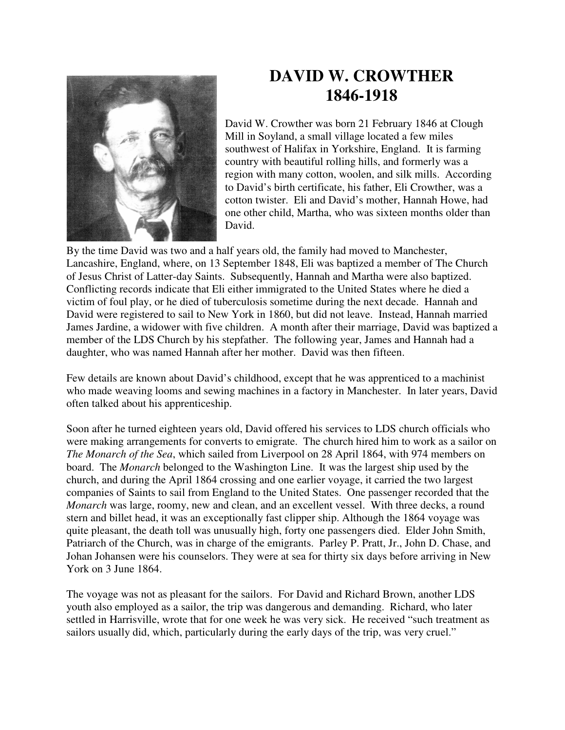# DAVID W. CROWTHER
# 1846-1918

David W. Crowther was born 21 February 1846 at Clough Mill in Soyland, a small village located a few miles southwest of Halifax in Yorkshire, England. It is farming country with beautiful rolling hills, and formerly was a region with many cotton, woolen, and silk mills. According to David's birth certificate, his father, Eli Crowther, was a cotton twister. Eli and David's mother, Hannah Howe, had one other child, Martha, who was sixteen months older than David.

By the time David was two and a half years old, the family had moved to Manchester, Lancashire, England, where, on 13 September 1848, Eli was baptized a member of The Church of Jesus Christ of Latter-day Saints. Subsequently, Hannah and Martha were also baptized. Conflicting records indicate that Eli either immigrated to the United States where he died a victim of foul play, or he died of tuberculosis sometime during the next decade. Hannah and David were registered to sail to New York in 1860, but did not leave. Instead, Hannah married James Jardine, a widower with five children. A month after their marriage, David was baptized a member of the LDS Church by his stepfather. The following year, James and Hannah had a daughter, who was named Hannah after her mother. David was then fifteen.

Few details are known about David's childhood, except that he was apprenticed to a machinist who made weaving looms and sewing machines in a factory in Manchester. In later years, David often talked about his apprenticeship.

Soon after he turned eighteen years old, David offered his services to LDS church officials who were making arrangements for converts to emigrate. The church hired him to work as a sailor on *The Monarch of the Sea*, which sailed from Liverpool on 28 April 1864, with 974 members on board. The *Monarch* belonged to the Washington Line. It was the largest ship used by the church, and during the April 1864 crossing and one earlier voyage, it carried the two largest companies of Saints to sail from England to the United States. One passenger recorded that the *Monarch* was large, roomy, new and clean, and an excellent vessel. With three decks, a round stern and billet head, it was an exceptionally fast clipper ship. Although the 1864 voyage was quite pleasant, the death toll was unusually high, forty one passengers died. Elder John Smith, Patriarch of the Church, was in charge of the emigrants. Parley P. Pratt, Jr., John D. Chase, and Johan Johansen were his counselors. They were at sea for thirty six days before arriving in New York on 3 June 1864.

The voyage was not as pleasant for the sailors. For David and Richard Brown, another LDS youth also employed as a sailor, the trip was dangerous and demanding. Richard, who later settled in Harrisville, wrote that for one week he was very sick. He received "such treatment as sailors usually did, which, particularly during the early days of the trip, was very cruel."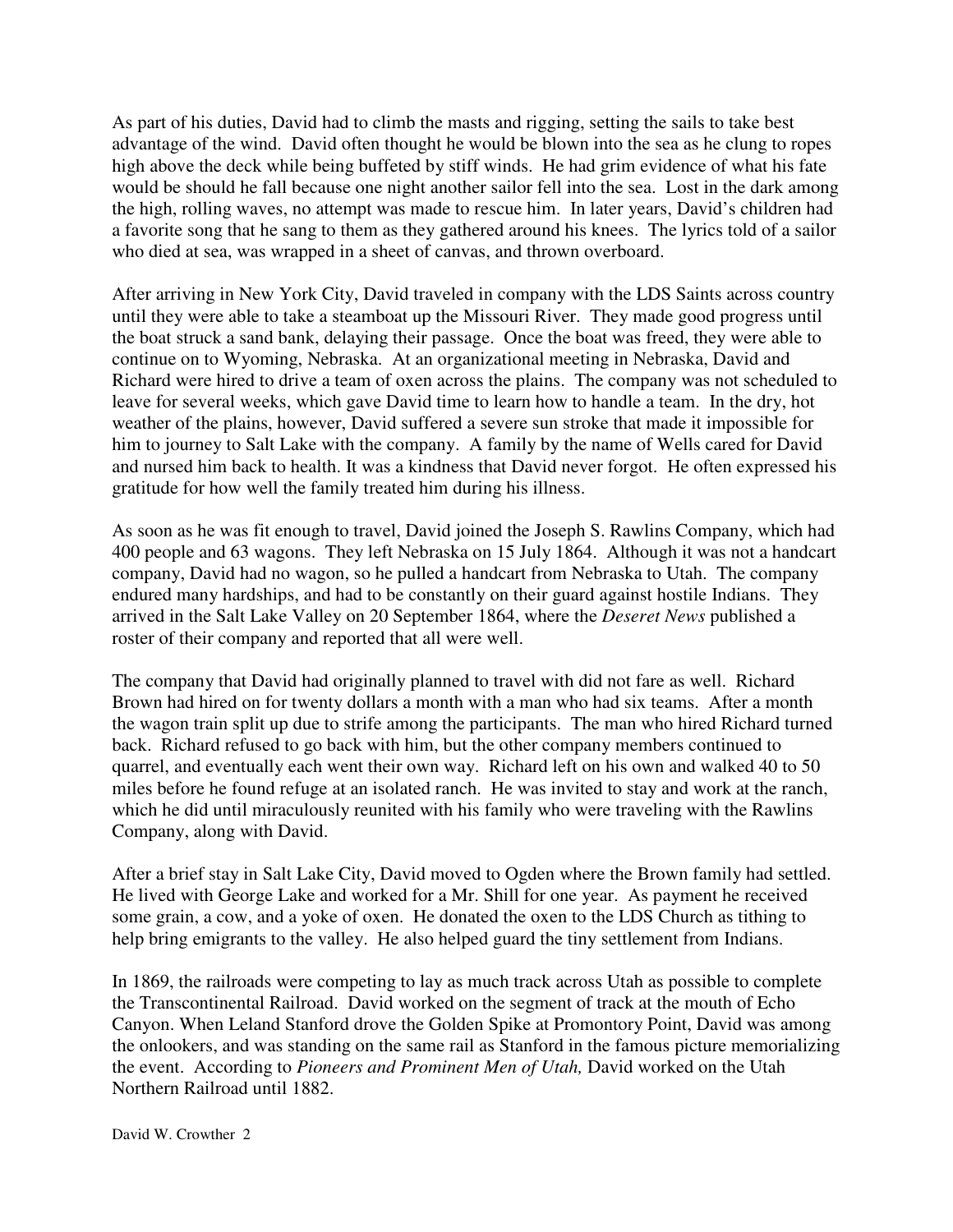As part of his duties, David had to climb the masts and rigging, setting the sails to take best advantage of the wind. David often thought he would be blown into the sea as he clung to ropes high above the deck while being buffeted by stiff winds. He had grim evidence of what his fate would be should he fall because one night another sailor fell into the sea. Lost in the dark among the high, rolling waves, no attempt was made to rescue him. In later years, David's children had a favorite song that he sang to them as they gathered around his knees. The lyrics told of a sailor who died at sea, was wrapped in a sheet of canvas, and thrown overboard.

After arriving in New York City, David traveled in company with the LDS Saints across country until they were able to take a steamboat up the Missouri River. They made good progress until the boat struck a sand bank, delaying their passage. Once the boat was freed, they were able to continue on to Wyoming, Nebraska. At an organizational meeting in Nebraska, David and Richard were hired to drive a team of oxen across the plains. The company was not scheduled to leave for several weeks, which gave David time to learn how to handle a team. In the dry, hot weather of the plains, however, David suffered a severe sun stroke that made it impossible for him to journey to Salt Lake with the company. A family by the name of Wells cared for David and nursed him back to health. It was a kindness that David never forgot. He often expressed his gratitude for how well the family treated him during his illness.

As soon as he was fit enough to travel, David joined the Joseph S. Rawlins Company, which had 400 people and 63 wagons. They left Nebraska on 15 July 1864. Although it was not a handcart company, David had no wagon, so he pulled a handcart from Nebraska to Utah. The company endured many hardships, and had to be constantly on their guard against hostile Indians. They arrived in the Salt Lake Valley on 20 September 1864, where the *Deseret News* published a roster of their company and reported that all were well.

The company that David had originally planned to travel with did not fare as well. Richard Brown had hired on for twenty dollars a month with a man who had six teams. After a month the wagon train split up due to strife among the participants. The man who hired Richard turned back. Richard refused to go back with him, but the other company members continued to quarrel, and eventually each went their own way. Richard left on his own and walked 40 to 50 miles before he found refuge at an isolated ranch. He was invited to stay and work at the ranch, which he did until miraculously reunited with his family who were traveling with the Rawlins Company, along with David.

After a brief stay in Salt Lake City, David moved to Ogden where the Brown family had settled. He lived with George Lake and worked for a Mr. Shill for one year. As payment he received some grain, a cow, and a yoke of oxen. He donated the oxen to the LDS Church as tithing to help bring emigrants to the valley. He also helped guard the tiny settlement from Indians.

In 1869, the railroads were competing to lay as much track across Utah as possible to complete the Transcontinental Railroad. David worked on the segment of track at the mouth of Echo Canyon. When Leland Stanford drove the Golden Spike at Promontory Point, David was among the onlookers, and was standing on the same rail as Stanford in the famous picture memorializing the event. According to *Pioneers and Prominent Men of Utah,* David worked on the Utah Northern Railroad until 1882.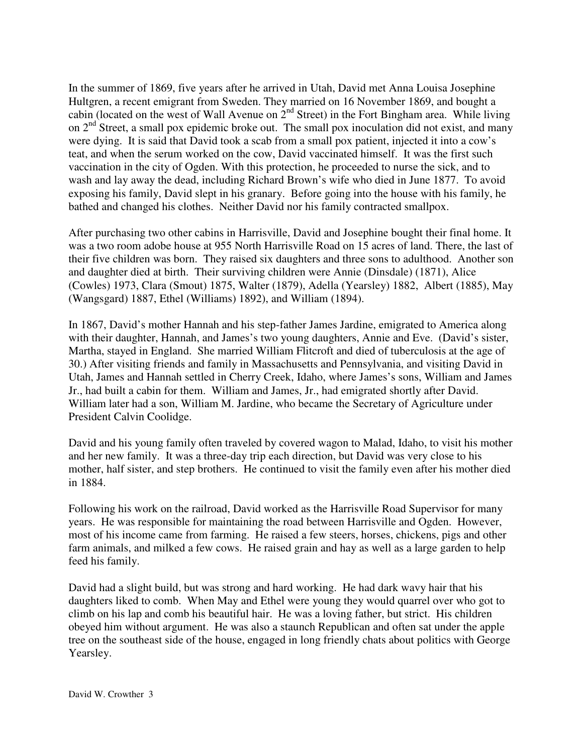In the summer of 1869, five years after he arrived in Utah, David met Anna Louisa Josephine Hultgren, a recent emigrant from Sweden. They married on 16 November 1869, and bought a cabin (located on the west of Wall Avenue on 2nd Street) in the Fort Bingham area. While living on 2nd Street, a small pox epidemic broke out. The small pox inoculation did not exist, and many were dying. It is said that David took a scab from a small pox patient, injected it into a cow's teat, and when the serum worked on the cow, David vaccinated himself. It was the first such vaccination in the city of Ogden. With this protection, he proceeded to nurse the sick, and to wash and lay away the dead, including Richard Brown's wife who died in June 1877. To avoid exposing his family, David slept in his granary. Before going into the house with his family, he bathed and changed his clothes. Neither David nor his family contracted smallpox.

After purchasing two other cabins in Harrisville, David and Josephine bought their final home. It was a two room adobe house at 955 North Harrisville Road on 15 acres of land. There, the last of their five children was born. They raised six daughters and three sons to adulthood. Another son and daughter died at birth. Their surviving children were Annie (Dinsdale) (1871), Alice (Cowles) 1973, Clara (Smout) 1875, Walter (1879), Adella (Yearsley) 1882, Albert (1885), May (Wangsgard) 1887, Ethel (Williams) 1892), and William (1894).

In 1867, David's mother Hannah and his step-father James Jardine, emigrated to America along with their daughter, Hannah, and James's two young daughters, Annie and Eve. (David's sister, Martha, stayed in England. She married William Flitcroft and died of tuberculosis at the age of 30.) After visiting friends and family in Massachusetts and Pennsylvania, and visiting David in Utah, James and Hannah settled in Cherry Creek, Idaho, where James's sons, William and James Jr., had built a cabin for them. William and James, Jr., had emigrated shortly after David. William later had a son, William M. Jardine, who became the Secretary of Agriculture under President Calvin Coolidge.

David and his young family often traveled by covered wagon to Malad, Idaho, to visit his mother and her new family. It was a three-day trip each direction, but David was very close to his mother, half sister, and step brothers. He continued to visit the family even after his mother died in 1884.

Following his work on the railroad, David worked as the Harrisville Road Supervisor for many years. He was responsible for maintaining the road between Harrisville and Ogden. However, most of his income came from farming. He raised a few steers, horses, chickens, pigs and other farm animals, and milked a few cows. He raised grain and hay as well as a large garden to help feed his family.

David had a slight build, but was strong and hard working. He had dark wavy hair that his daughters liked to comb. When May and Ethel were young they would quarrel over who got to climb on his lap and comb his beautiful hair. He was a loving father, but strict. His children obeyed him without argument. He was also a staunch Republican and often sat under the apple tree on the southeast side of the house, engaged in long friendly chats about politics with George Yearsley.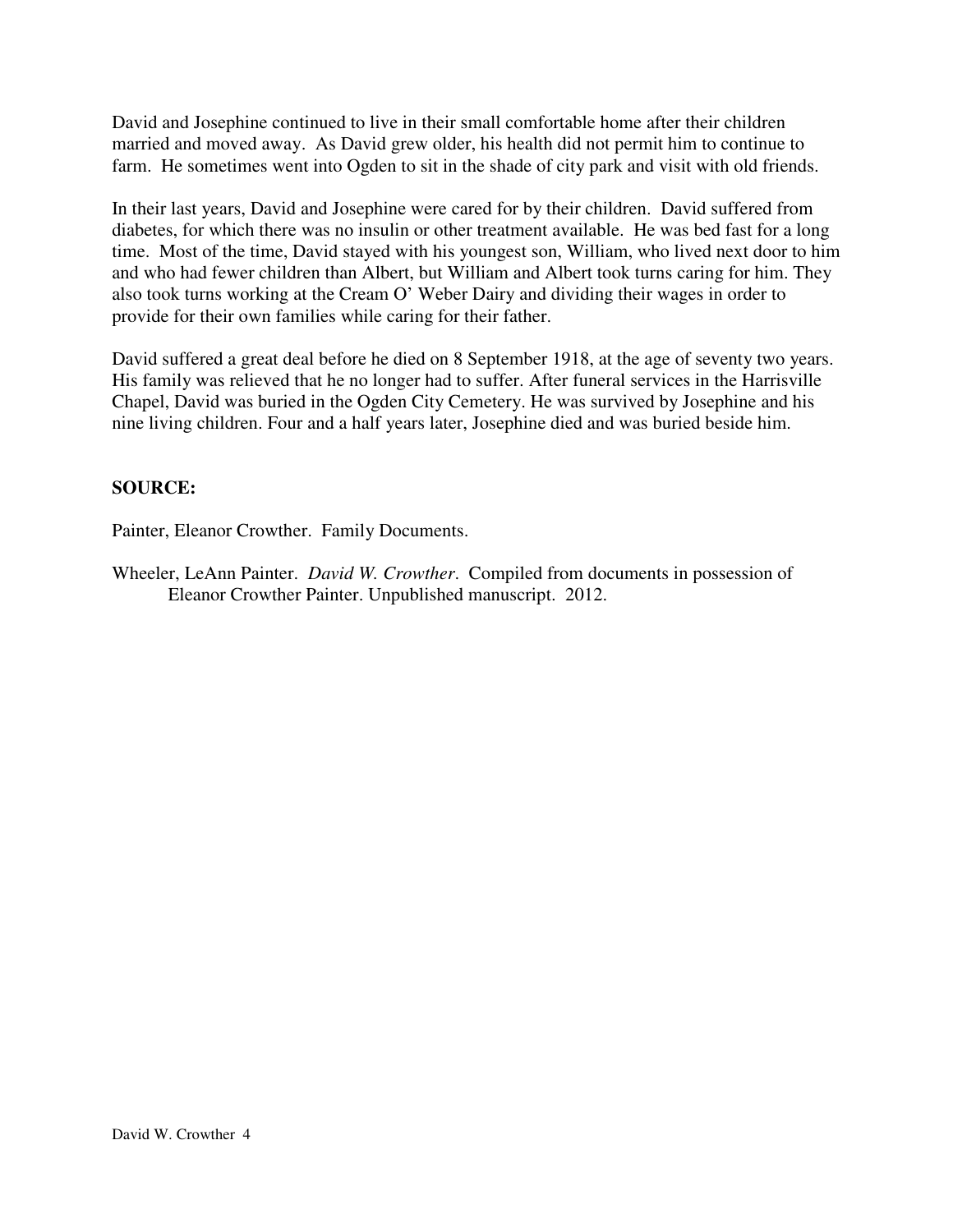David and Josephine continued to live in their small comfortable home after their children married and moved away. As David grew older, his health did not permit him to continue to farm. He sometimes went into Ogden to sit in the shade of city park and visit with old friends.

In their last years, David and Josephine were cared for by their children. David suffered from diabetes, for which there was no insulin or other treatment available. He was bed fast for a long time. Most of the time, David stayed with his youngest son, William, who lived next door to him and who had fewer children than Albert, but William and Albert took turns caring for him. They also took turns working at the Cream O' Weber Dairy and dividing their wages in order to provide for their own families while caring for their father.

David suffered a great deal before he died on 8 September 1918, at the age of seventy two years. His family was relieved that he no longer had to suffer. After funeral services in the Harrisville Chapel, David was buried in the Ogden City Cemetery. He was survived by Josephine and his nine living children. Four and a half years later, Josephine died and was buried beside him.

**SOURCE:**

Painter, Eleanor Crowther. Family Documents.

Wheeler, LeAnn Painter. *David W. Crowther*. Compiled from documents in possession of Eleanor Crowther Painter. Unpublished manuscript. 2012.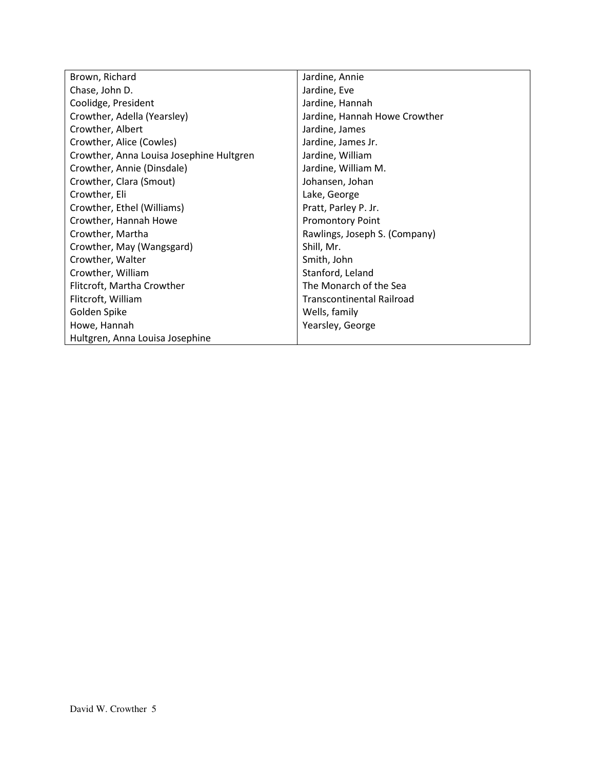| | |
|---|---|
| Brown, Richard | Jardine, Annie |
| Chase, John D. | Jardine, Eve |
| Coolidge, President | Jardine, Hannah |
| Crowther, Adella (Yearsley) | Jardine, Hannah Howe Crowther |
| Crowther, Albert | Jardine, James |
| Crowther, Alice (Cowles) | Jardine, James Jr. |
| Crowther, Anna Louisa Josephine Hultgren | Jardine, William |
| Crowther, Annie (Dinsdale) | Jardine, William M. |
| Crowther, Clara (Smout) | Johansen, Johan |
| Crowther, Eli | Lake, George |
| Crowther, Ethel (Williams) | Pratt, Parley P. Jr. |
| Crowther, Hannah Howe | Promontory Point |
| Crowther, Martha | Rawlings, Joseph S. (Company) |
| Crowther, May (Wangsgard) | Shill, Mr. |
| Crowther, Walter | Smith, John |
| Crowther, William | Stanford, Leland |
| Flitcroft, Martha Crowther | The Monarch of the Sea |
| Flitcroft, William | Transcontinental Railroad |
| Golden Spike | Wells, family |
| Howe, Hannah | Yearsley, George |
| Hultgren, Anna Louisa Josephine | |